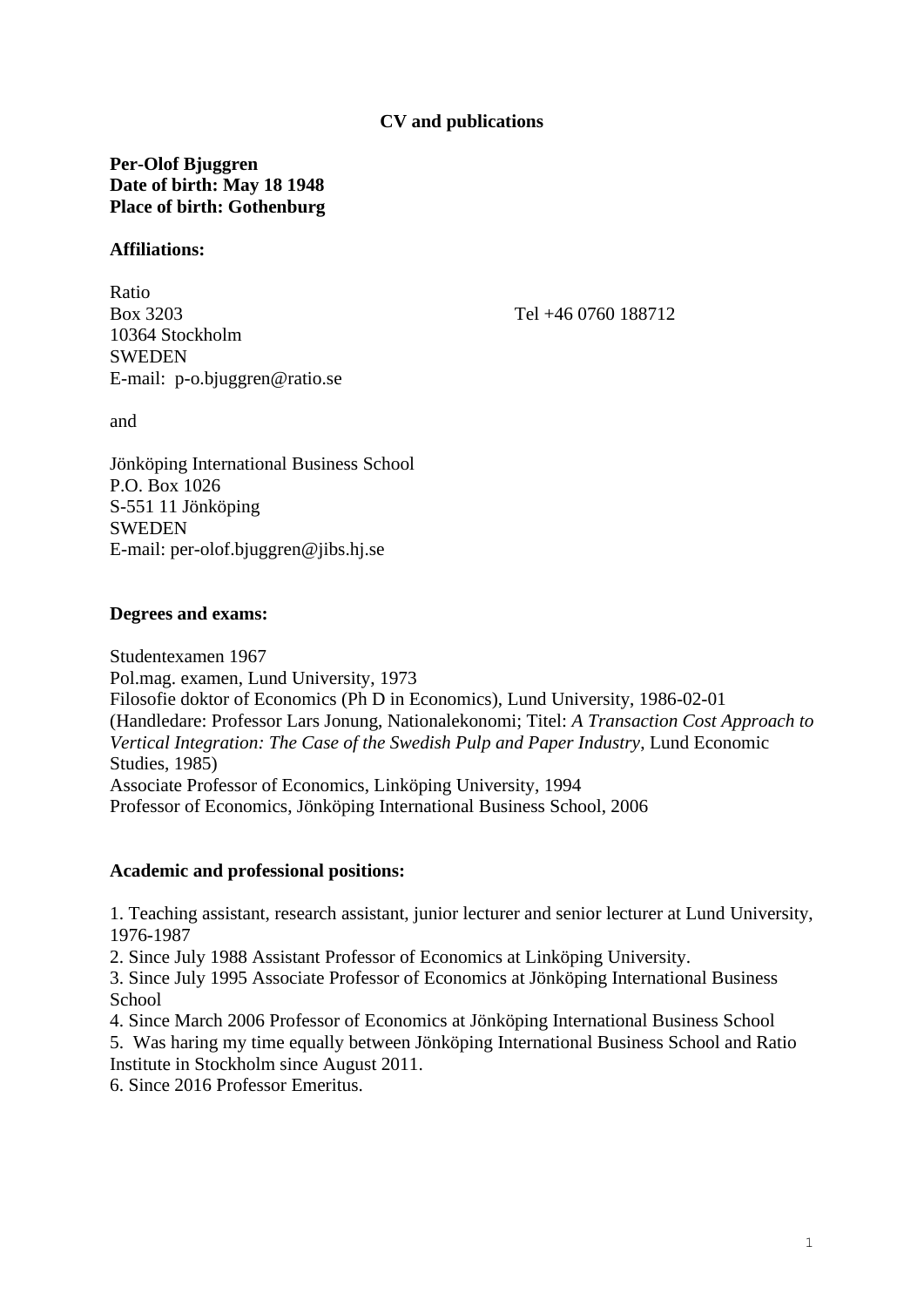**CV and publications**

**Per-Olof Bjuggren**
**Date of birth: May 18 1948**
**Place of birth: Gothenburg**

**Affiliations:**

Ratio
Box 3203 Tel +46 0760 188712
10364 Stockholm
SWEDEN
E-mail: p-o.bjuggren@ratio.se

and

Jönköping International Business School
P.O. Box 1026
S-551 11 Jönköping
SWEDEN
E-mail: per-olof.bjuggren@jibs.hj.se

**Degrees and exams:**

Studentexamen 1967
Pol.mag. examen, Lund University, 1973
Filosofie doktor of Economics (Ph D in Economics), Lund University, 1986-02-01
(Handledare: Professor Lars Jonung, Nationalekonomi; Titel: *A Transaction Cost Approach to Vertical Integration: The Case of the Swedish Pulp and Paper Industry*, Lund Economic Studies, 1985)
Associate Professor of Economics, Linköping University, 1994
Professor of Economics, Jönköping International Business School, 2006

**Academic and professional positions:**

1. Teaching assistant, research assistant, junior lecturer and senior lecturer at Lund University, 1976-1987
2. Since July 1988 Assistant Professor of Economics at Linköping University.
3. Since July 1995 Associate Professor of Economics at Jönköping International Business School
4. Since March 2006 Professor of Economics at Jönköping International Business School
5. Was haring my time equally between Jönköping International Business School and Ratio Institute in Stockholm since August 2011.
6. Since 2016 Professor Emeritus.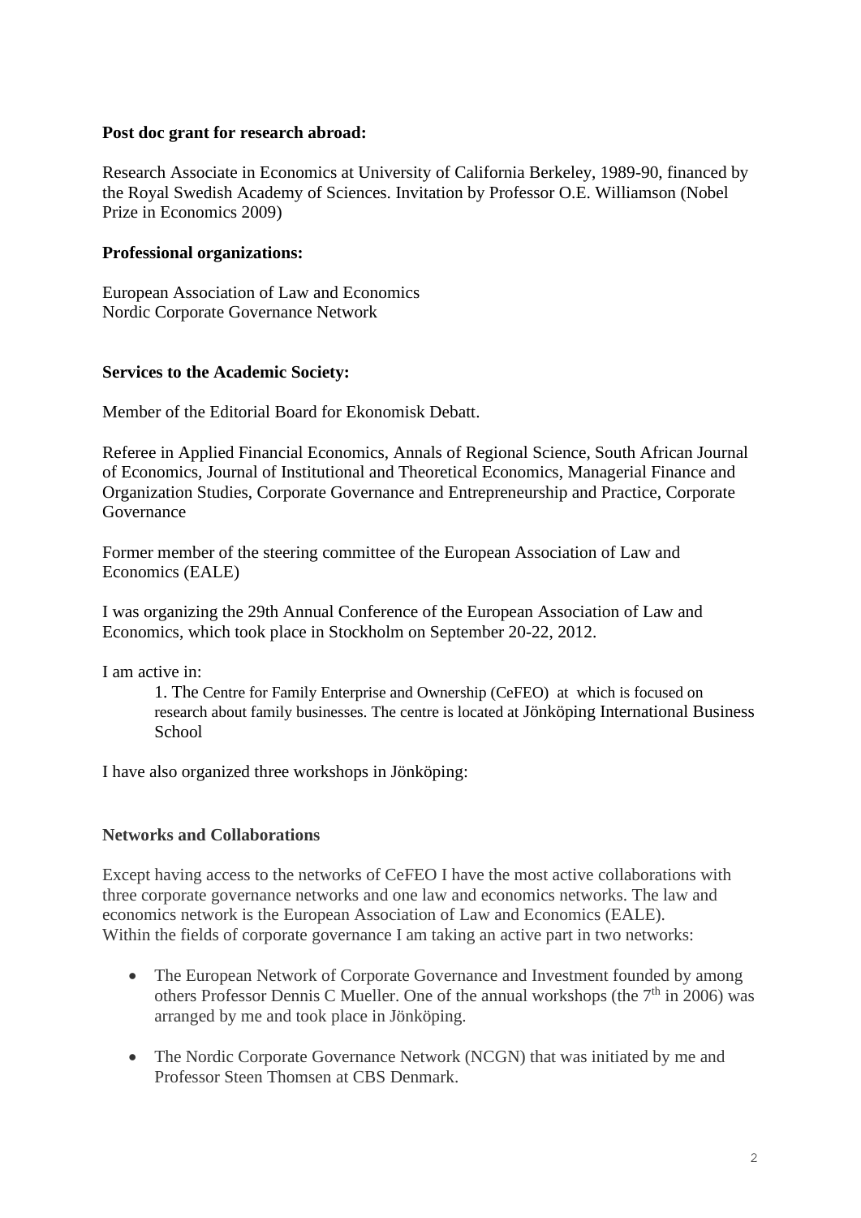**Post doc grant for research abroad:**

Research Associate in Economics at University of California Berkeley, 1989-90, financed by the Royal Swedish Academy of Sciences. Invitation by Professor O.E. Williamson (Nobel Prize in Economics 2009)

**Professional organizations:**

European Association of Law and Economics
Nordic Corporate Governance Network

**Services to the Academic Society:**

Member of the Editorial Board for Ekonomisk Debatt.

Referee in Applied Financial Economics, Annals of Regional Science, South African Journal of Economics, Journal of Institutional and Theoretical Economics, Managerial Finance and Organization Studies, Corporate Governance and Entrepreneurship and Practice, Corporate Governance

Former member of the steering committee of the European Association of Law and Economics (EALE)

I was organizing the 29th Annual Conference of the European Association of Law and Economics, which took place in Stockholm on September 20-22, 2012.

I am active in:

1. The Centre for Family Enterprise and Ownership (CeFEO) at which is focused on research about family businesses. The centre is located at Jönköping International Business School

I have also organized three workshops in Jönköping:

**Networks and Collaborations**

Except having access to the networks of CeFEO I have the most active collaborations with three corporate governance networks and one law and economics networks. The law and economics network is the European Association of Law and Economics (EALE).
Within the fields of corporate governance I am taking an active part in two networks:

- The European Network of Corporate Governance and Investment founded by among others Professor Dennis C Mueller. One of the annual workshops (the 7th in 2006) was arranged by me and took place in Jönköping.
- The Nordic Corporate Governance Network (NCGN) that was initiated by me and Professor Steen Thomsen at CBS Denmark.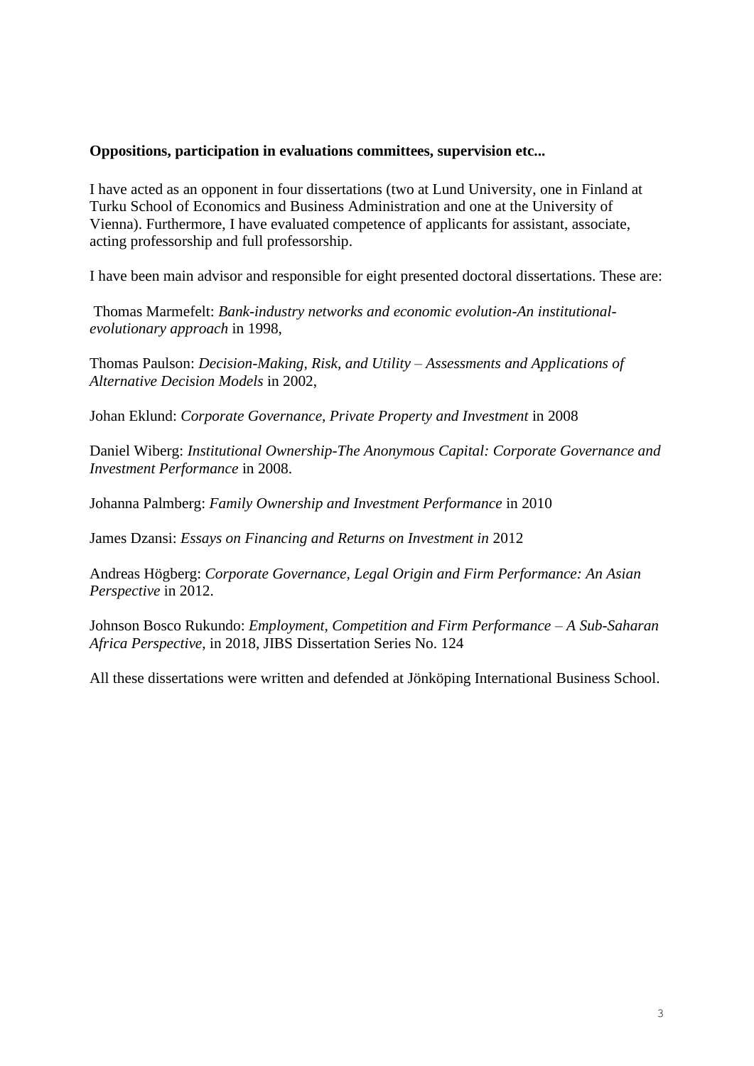**Oppositions, participation in evaluations committees, supervision etc...**

I have acted as an opponent in four dissertations (two at Lund University, one in Finland at Turku School of Economics and Business Administration and one at the University of Vienna). Furthermore, I have evaluated competence of applicants for assistant, associate, acting professorship and full professorship.

I have been main advisor and responsible for eight presented doctoral dissertations. These are:

Thomas Marmefelt: *Bank-industry networks and economic evolution-An institutional-evolutionary approach* in 1998,

Thomas Paulson: *Decision-Making, Risk, and Utility – Assessments and Applications of Alternative Decision Models* in 2002,

Johan Eklund: *Corporate Governance, Private Property and Investment* in 2008

Daniel Wiberg: *Institutional Ownership-The Anonymous Capital: Corporate Governance and Investment Performance* in 2008.

Johanna Palmberg: *Family Ownership and Investment Performance* in 2010

James Dzansi: *Essays on Financing and Returns on Investment in* 2012

Andreas Högberg: *Corporate Governance, Legal Origin and Firm Performance: An Asian Perspective* in 2012.

Johnson Bosco Rukundo: *Employment, Competition and Firm Performance – A Sub-Saharan Africa Perspective*, in 2018, JIBS Dissertation Series No. 124

All these dissertations were written and defended at Jönköping International Business School.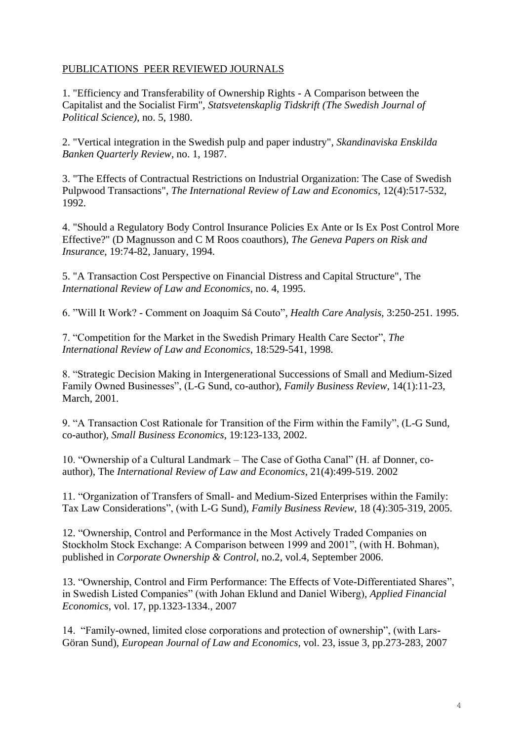PUBLICATIONS  PEER REVIEWED JOURNALS

1. "Efficiency and Transferability of Ownership Rights - A Comparison between the Capitalist and the Socialist Firm", *Statsvetenskaplig Tidskrift (The Swedish Journal of Political Science)*, no. 5, 1980.

2. "Vertical integration in the Swedish pulp and paper industry", *Skandinaviska Enskilda Banken Quarterly Review*, no. 1, 1987.

3. "The Effects of Contractual Restrictions on Industrial Organization: The Case of Swedish Pulpwood Transactions", *The International Review of Law and Economics*, 12(4):517-532, 1992.

4. "Should a Regulatory Body Control Insurance Policies Ex Ante or Is Ex Post Control More Effective?" (D Magnusson and C M Roos coauthors), *The Geneva Papers on Risk and Insurance*, 19:74-82, January, 1994.

5. "A Transaction Cost Perspective on Financial Distress and Capital Structure", The *International Review of Law and Economics*, no. 4, 1995.

6. ”Will It Work? - Comment on Joaquim Sá Couto”, *Health Care Analysis*, 3:250-251. 1995.

7. “Competition for the Market in the Swedish Primary Health Care Sector”, *The International Review of Law and Economics*, 18:529-541, 1998.

8. “Strategic Decision Making in Intergenerational Successions of Small and Medium-Sized Family Owned Businesses”, (L-G Sund, co-author), *Family Business Review*, 14(1):11-23, March, 2001.

9. “A Transaction Cost Rationale for Transition of the Firm within the Family”, (L-G Sund, co-author), *Small Business Economics*, 19:123-133, 2002.

10. “Ownership of a Cultural Landmark – The Case of Gotha Canal” (H. af Donner, co-author), The *International Review of Law and Economics*, 21(4):499-519. 2002

11. “Organization of Transfers of Small- and Medium-Sized Enterprises within the Family: Tax Law Considerations”, (with L-G Sund), *Family Business Review*, 18 (4):305-319, 2005.

12. “Ownership, Control and Performance in the Most Actively Traded Companies on Stockholm Stock Exchange: A Comparison between 1999 and 2001”, (with H. Bohman), published in *Corporate Ownership & Control*, no.2, vol.4, September 2006.

13. “Ownership, Control and Firm Performance: The Effects of Vote-Differentiated Shares”, in Swedish Listed Companies” (with Johan Eklund and Daniel Wiberg), *Applied Financial Economics*, vol. 17, pp.1323-1334., 2007

14.  “Family-owned, limited close corporations and protection of ownership”, (with Lars-Göran Sund), *European Journal of Law and Economics*, vol. 23, issue 3, pp.273-283, 2007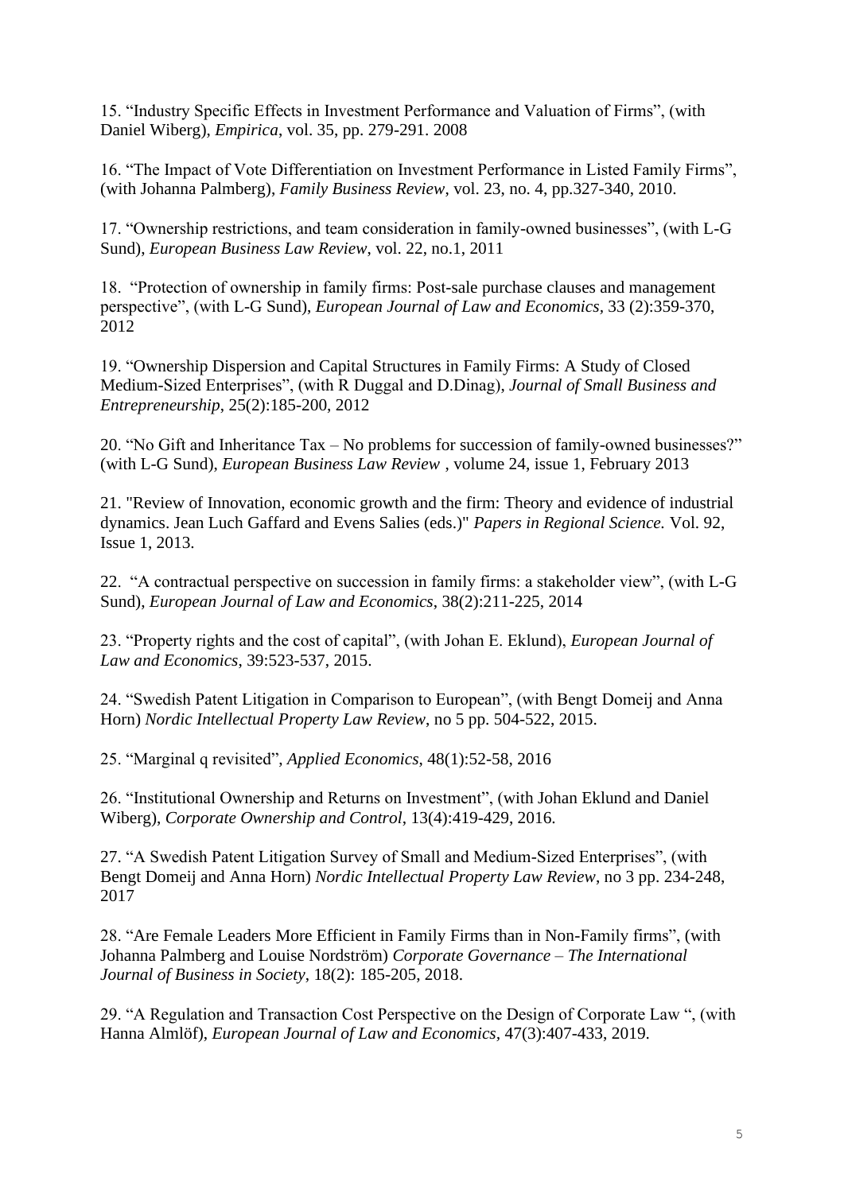15. “Industry Specific Effects in Investment Performance and Valuation of Firms”, (with Daniel Wiberg), *Empirica*, vol. 35, pp. 279-291. 2008

16. “The Impact of Vote Differentiation on Investment Performance in Listed Family Firms”, (with Johanna Palmberg), *Family Business Review*, vol. 23, no. 4, pp.327-340, 2010.

17. “Ownership restrictions, and team consideration in family-owned businesses”, (with L-G Sund), *European Business Law Review*, vol. 22, no.1, 2011

18. “Protection of ownership in family firms: Post-sale purchase clauses and management perspective”, (with L-G Sund), *European Journal of Law and Economics*, 33 (2):359-370, 2012

19. “Ownership Dispersion and Capital Structures in Family Firms: A Study of Closed Medium-Sized Enterprises”, (with R Duggal and D.Dinag), *Journal of Small Business and Entrepreneurship*, 25(2):185-200, 2012

20. “No Gift and Inheritance Tax – No problems for succession of family-owned businesses?” (with L-G Sund), *European Business Law Review* , volume 24, issue 1, February 2013

21. "Review of Innovation, economic growth and the firm: Theory and evidence of industrial dynamics. Jean Luch Gaffard and Evens Salies (eds.)" *Papers in Regional Science.* Vol. 92, Issue 1, 2013.

22. “A contractual perspective on succession in family firms: a stakeholder view”, (with L-G Sund), *European Journal of Law and Economics*, 38(2):211-225, 2014

23. “Property rights and the cost of capital”, (with Johan E. Eklund), *European Journal of Law and Economics*, 39:523-537, 2015.

24. “Swedish Patent Litigation in Comparison to European”, (with Bengt Domeij and Anna Horn) *Nordic Intellectual Property Law Review*, no 5 pp. 504-522, 2015.

25. “Marginal q revisited”, *Applied Economics*, 48(1):52-58, 2016

26. “Institutional Ownership and Returns on Investment”, (with Johan Eklund and Daniel Wiberg), *Corporate Ownership and Control*, 13(4):419-429, 2016.

27. “A Swedish Patent Litigation Survey of Small and Medium-Sized Enterprises”, (with Bengt Domeij and Anna Horn) *Nordic Intellectual Property Law Review*, no 3 pp. 234-248, 2017

28. “Are Female Leaders More Efficient in Family Firms than in Non-Family firms”, (with Johanna Palmberg and Louise Nordström) *Corporate Governance – The International Journal of Business in Society*, 18(2): 185-205, 2018.

29. “A Regulation and Transaction Cost Perspective on the Design of Corporate Law “, (with Hanna Almlöf), *European Journal of Law and Economics*, 47(3):407-433, 2019.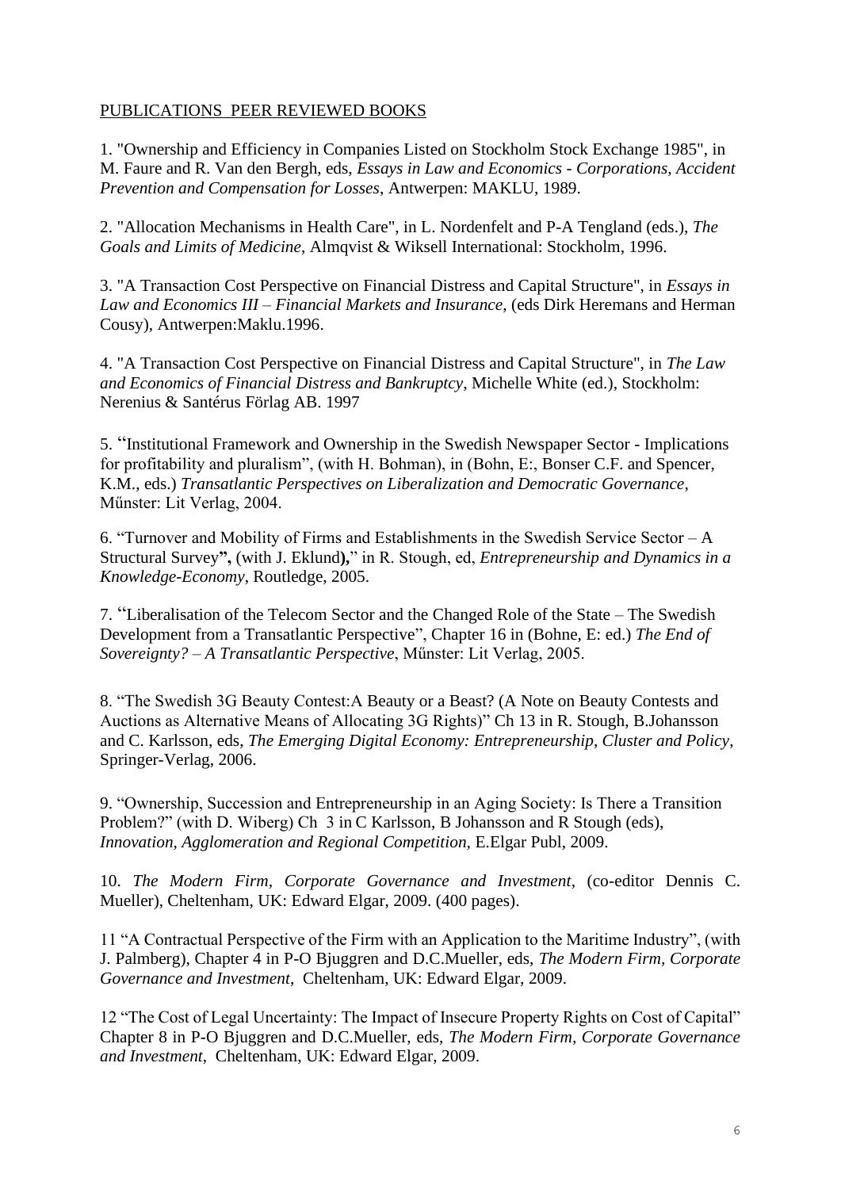PUBLICATIONS  PEER REVIEWED BOOKS

1. "Ownership and Efficiency in Companies Listed on Stockholm Stock Exchange 1985", in M. Faure and R. Van den Bergh, eds, *Essays in Law and Economics - Corporations, Accident Prevention and Compensation for Losses*, Antwerpen: MAKLU, 1989.

2. "Allocation Mechanisms in Health Care", in L. Nordenfelt and P-A Tengland (eds.), *The Goals and Limits of Medicine*, Almqvist & Wiksell International: Stockholm, 1996.

3. "A Transaction Cost Perspective on Financial Distress and Capital Structure", in *Essays in Law and Economics III – Financial Markets and Insurance*, (eds Dirk Heremans and Herman Cousy), Antwerpen:Maklu.1996.

4. "A Transaction Cost Perspective on Financial Distress and Capital Structure", in *The Law and Economics of Financial Distress and Bankruptcy*, Michelle White (ed.), Stockholm: Nerenius & Santérus Förlag AB. 1997

5. "Institutional Framework and Ownership in the Swedish Newspaper Sector - Implications for profitability and pluralism", (with H. Bohman), in (Bohn, E:, Bonser C.F. and Spencer, K.M., eds.) *Transatlantic Perspectives on Liberalization and Democratic Governance*, Műnster: Lit Verlag, 2004.

6. "Turnover and Mobility of Firms and Establishments in the Swedish Service Sector – A Structural Survey**",** (with J. Eklund**),**" in R. Stough, ed, *Entrepreneurship and Dynamics in a Knowledge-Economy*, Routledge, 2005.

7. "Liberalisation of the Telecom Sector and the Changed Role of the State – The Swedish Development from a Transatlantic Perspective", Chapter 16 in (Bohne, E: ed.) *The End of Sovereignty? – A Transatlantic Perspective*, Műnster: Lit Verlag, 2005.

8. "The Swedish 3G Beauty Contest:A Beauty or a Beast? (A Note on Beauty Contests and Auctions as Alternative Means of Allocating 3G Rights)" Ch 13 in R. Stough, B.Johansson and C. Karlsson, eds, *The Emerging Digital Economy: Entrepreneurship, Cluster and Policy*, Springer-Verlag, 2006.

9. "Ownership, Succession and Entrepreneurship in an Aging Society: Is There a Transition Problem?" (with D. Wiberg) Ch  3 in C Karlsson, B Johansson and R Stough (eds), *Innovation, Agglomeration and Regional Competition,* E.Elgar Publ, 2009.

10. *The Modern Firm, Corporate Governance and Investment*, (co-editor Dennis C. Mueller), Cheltenham, UK: Edward Elgar, 2009. (400 pages).

11 "A Contractual Perspective of the Firm with an Application to the Maritime Industry", (with J. Palmberg), Chapter 4 in P-O Bjuggren and D.C.Mueller, eds, *The Modern Firm, Corporate Governance and Investment*,  Cheltenham, UK: Edward Elgar, 2009.

12 "The Cost of Legal Uncertainty: The Impact of Insecure Property Rights on Cost of Capital" Chapter 8 in P-O Bjuggren and D.C.Mueller, eds, *The Modern Firm, Corporate Governance and Investment*,  Cheltenham, UK: Edward Elgar, 2009.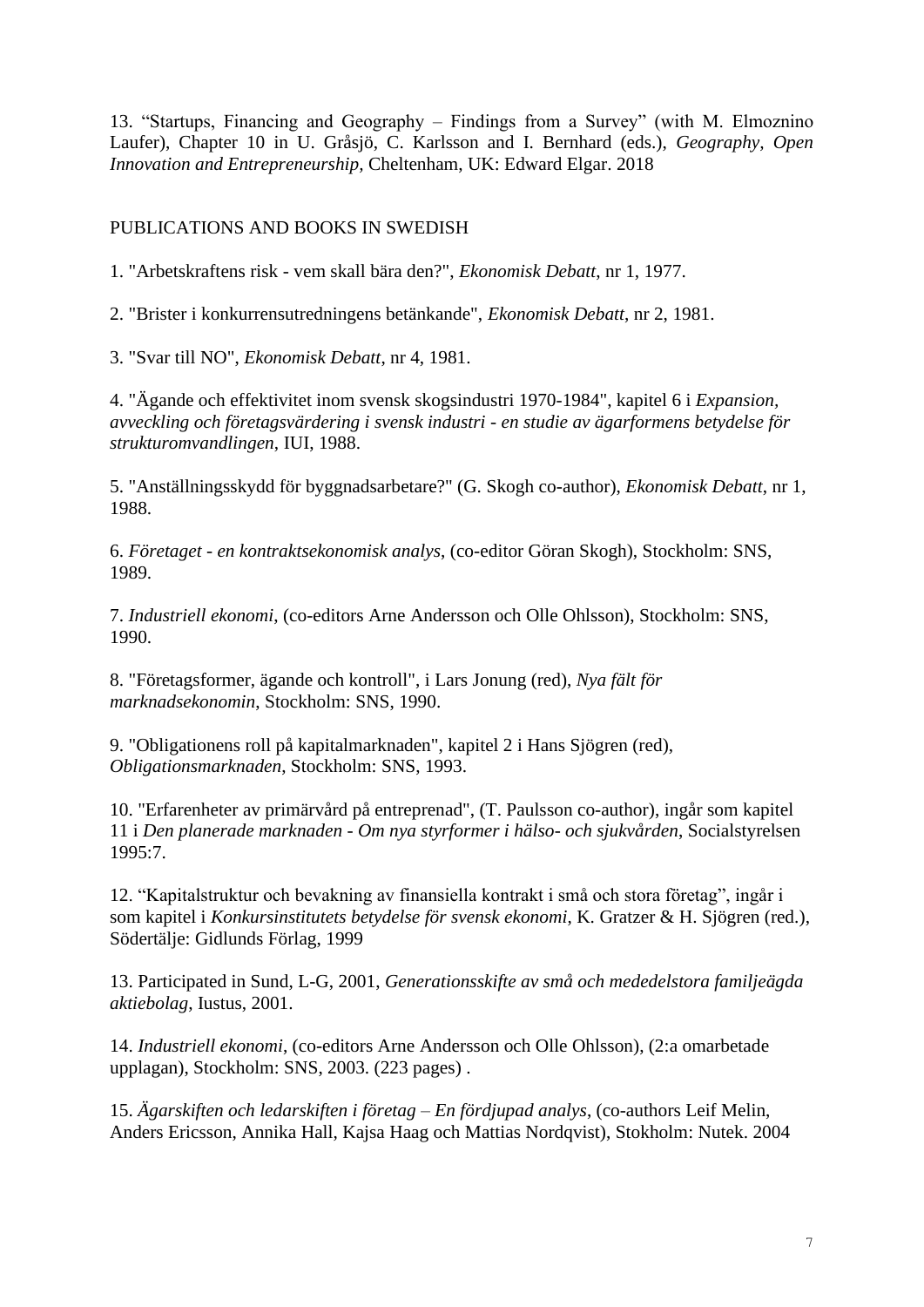13. "Startups, Financing and Geography – Findings from a Survey" (with M. Elmoznino Laufer), Chapter 10 in U. Gråsjö, C. Karlsson and I. Bernhard (eds.), *Geography, Open Innovation and Entrepreneurship,* Cheltenham, UK: Edward Elgar. 2018

## PUBLICATIONS AND BOOKS IN SWEDISH

1. "Arbetskraftens risk - vem skall bära den?", *Ekonomisk Debatt*, nr 1, 1977.

2. "Brister i konkurrensutredningens betänkande", *Ekonomisk Debatt*, nr 2, 1981.

3. "Svar till NO", *Ekonomisk Debatt*, nr 4, 1981.

4. "Ägande och effektivitet inom svensk skogsindustri 1970-1984", kapitel 6 i *Expansion, avveckling och företagsvärdering i svensk industri - en studie av ägarformens betydelse för strukturomvandlingen*, IUI, 1988.

5. "Anställningsskydd för byggnadsarbetare?" (G. Skogh co-author), *Ekonomisk Debatt*, nr 1, 1988.

6. *Företaget - en kontraktsekonomisk analys*, (co-editor Göran Skogh), Stockholm: SNS, 1989.

7. *Industriell ekonomi*, (co-editors Arne Andersson och Olle Ohlsson), Stockholm: SNS, 1990.

8. "Företagsformer, ägande och kontroll", i Lars Jonung (red), *Nya fält för marknadsekonomin*, Stockholm: SNS, 1990.

9. "Obligationens roll på kapitalmarknaden", kapitel 2 i Hans Sjögren (red), *Obligationsmarknaden*, Stockholm: SNS, 1993.

10. "Erfarenheter av primärvård på entreprenad", (T. Paulsson co-author), ingår som kapitel 11 i *Den planerade marknaden - Om nya styrformer i hälso- och sjukvården*, Socialstyrelsen 1995:7.

12. "Kapitalstruktur och bevakning av finansiella kontrakt i små och stora företag", ingår i som kapitel i *Konkursinstitutets betydelse för svensk ekonomi*, K. Gratzer & H. Sjögren (red.), Södertälje: Gidlunds Förlag, 1999

13. Participated in Sund, L-G, 2001, *Generationsskifte av små och mededelstora familjeägda aktiebolag*, Iustus, 2001.

14. *Industriell ekonomi*, (co-editors Arne Andersson och Olle Ohlsson), (2:a omarbetade upplagan), Stockholm: SNS, 2003. (223 pages) .

15. *Ägarskiften och ledarskiften i företag – En fördjupad analys*, (co-authors Leif Melin, Anders Ericsson, Annika Hall, Kajsa Haag och Mattias Nordqvist), Stokholm: Nutek. 2004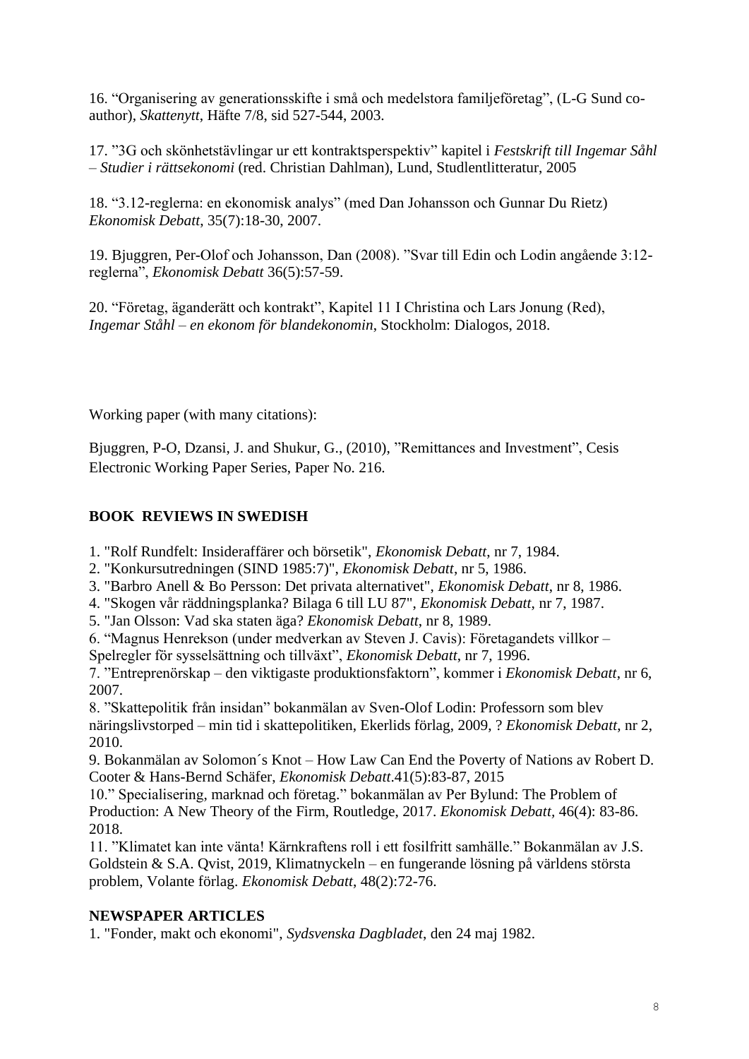16. “Organisering av generationsskifte i små och medelstora familjeföretag”, (L-G Sund co-author), *Skattenytt*, Häfte 7/8, sid 527-544, 2003.

17. ”3G och skönhetstävlingar ur ett kontraktsperspektiv” kapitel i *Festskrift till Ingemar Såhl – Studier i rättsekonomi* (red. Christian Dahlman), Lund, Studlentlitteratur, 2005

18. “3.12-reglerna: en ekonomisk analys” (med Dan Johansson och Gunnar Du Rietz) *Ekonomisk Debatt*, 35(7):18-30, 2007.

19. Bjuggren, Per-Olof och Johansson, Dan (2008). ”Svar till Edin och Lodin angående 3:12-reglerna”, *Ekonomisk Debatt* 36(5):57-59.

20. “Företag, äganderätt och kontrakt”, Kapitel 11 I Christina och Lars Jonung (Red), *Ingemar Ståhl – en ekonom för blandekonomin*, Stockholm: Dialogos, 2018.

Working paper (with many citations):

Bjuggren, P-O, Dzansi, J. and Shukur, G., (2010), ”Remittances and Investment”, Cesis Electronic Working Paper Series, Paper No. 216.

## BOOK REVIEWS IN SWEDISH

1. "Rolf Rundfelt: Insideraffärer och börsetik", *Ekonomisk Debatt*, nr 7, 1984.
2. "Konkursutredningen (SIND 1985:7)", *Ekonomisk Debatt*, nr 5, 1986.
3. "Barbro Anell & Bo Persson: Det privata alternativet", *Ekonomisk Debatt*, nr 8, 1986.
4. "Skogen vår räddningsplanka? Bilaga 6 till LU 87", *Ekonomisk Debatt*, nr 7, 1987.
5. "Jan Olsson: Vad ska staten äga? *Ekonomisk Debatt*, nr 8, 1989.
6. “Magnus Henrekson (under medverkan av Steven J. Cavis): Företagandets villkor – Spelregler för sysselsättning och tillväxt”, *Ekonomisk Debatt*, nr 7, 1996.
7. ”Entreprenörskap – den viktigaste produktionsfaktorn”, kommer i *Ekonomisk Debatt*, nr 6, 2007.
8. ”Skattepolitik från insidan” bokanmälan av Sven-Olof Lodin: Professorn som blev näringslivstorped – min tid i skattepolitiken, Ekerlids förlag, 2009, ? *Ekonomisk Debatt*, nr 2, 2010.
9. Bokanmälan av Solomon´s Knot – How Law Can End the Poverty of Nations av Robert D. Cooter & Hans-Bernd Schäfer, *Ekonomisk Debatt*.41(5):83-87, 2015
10.” Specialisering, marknad och företag.” bokanmälan av Per Bylund: The Problem of Production: A New Theory of the Firm, Routledge, 2017. *Ekonomisk Debatt*, 46(4): 83-86. 2018.
11. ”Klimatet kan inte vänta! Kärnkraftens roll i ett fossilfritt samhälle.” Bokanmälan av J.S. Goldstein & S.A. Qvist, 2019, Klimatnyckeln – en fungerande lösning på världens största problem, Volante förlag. *Ekonomisk Debatt*, 48(2):72-76.

## NEWSPAPER ARTICLES

1. "Fonder, makt och ekonomi", *Sydsvenska Dagbladet*, den 24 maj 1982.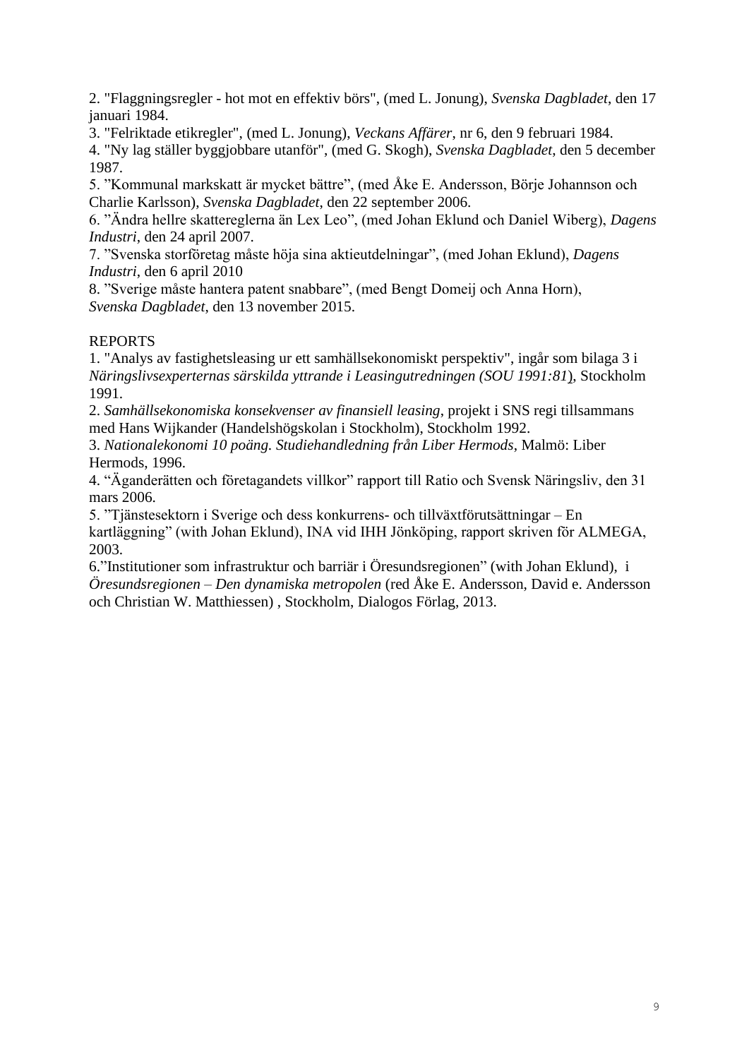2. "Flaggningsregler - hot mot en effektiv börs", (med L. Jonung), *Svenska Dagbladet*, den 17 januari 1984.
3. "Felriktade etikregler", (med L. Jonung), *Veckans Affärer*, nr 6, den 9 februari 1984.
4. "Ny lag ställer byggjobbare utanför", (med G. Skogh), *Svenska Dagbladet*, den 5 december 1987.
5. ”Kommunal markskatt är mycket bättre”, (med Åke E. Andersson, Börje Johannson och Charlie Karlsson), *Svenska Dagbladet*, den 22 september 2006.
6. ”Ändra hellre skattereglerna än Lex Leo”, (med Johan Eklund och Daniel Wiberg), *Dagens Industri*, den 24 april 2007.
7. ”Svenska storföretag måste höja sina aktieutdelningar”, (med Johan Eklund), *Dagens Industri*, den 6 april 2010
8. ”Sverige måste hantera patent snabbare”, (med Bengt Domeij och Anna Horn), *Svenska Dagbladet*, den 13 november 2015.

REPORTS

1. "Analys av fastighetsleasing ur ett samhällsekonomiskt perspektiv", ingår som bilaga 3 i *Näringslivsexperternas särskilda yttrande i Leasingutredningen (SOU 1991:81*), Stockholm 1991.
2. *Samhällsekonomiska konsekvenser av finansiell leasing*, projekt i SNS regi tillsammans med Hans Wijkander (Handelshögskolan i Stockholm), Stockholm 1992.
3. *Nationalekonomi 10 poäng. Studiehandledning från Liber Hermods*, Malmö: Liber Hermods, 1996.
4. “Äganderätten och företagandets villkor” rapport till Ratio och Svensk Näringsliv, den 31 mars 2006.
5. ”Tjänstesektorn i Sverige och dess konkurrens- och tillväxtförutsättningar – En kartläggning” (with Johan Eklund), INA vid IHH Jönköping, rapport skriven för ALMEGA, 2003.
6.”Institutioner som infrastruktur och barriär i Öresundsregionen” (with Johan Eklund), i *Öresundsregionen – Den dynamiska metropolen* (red Åke E. Andersson, David e. Andersson och Christian W. Matthiessen) , Stockholm, Dialogos Förlag, 2013.